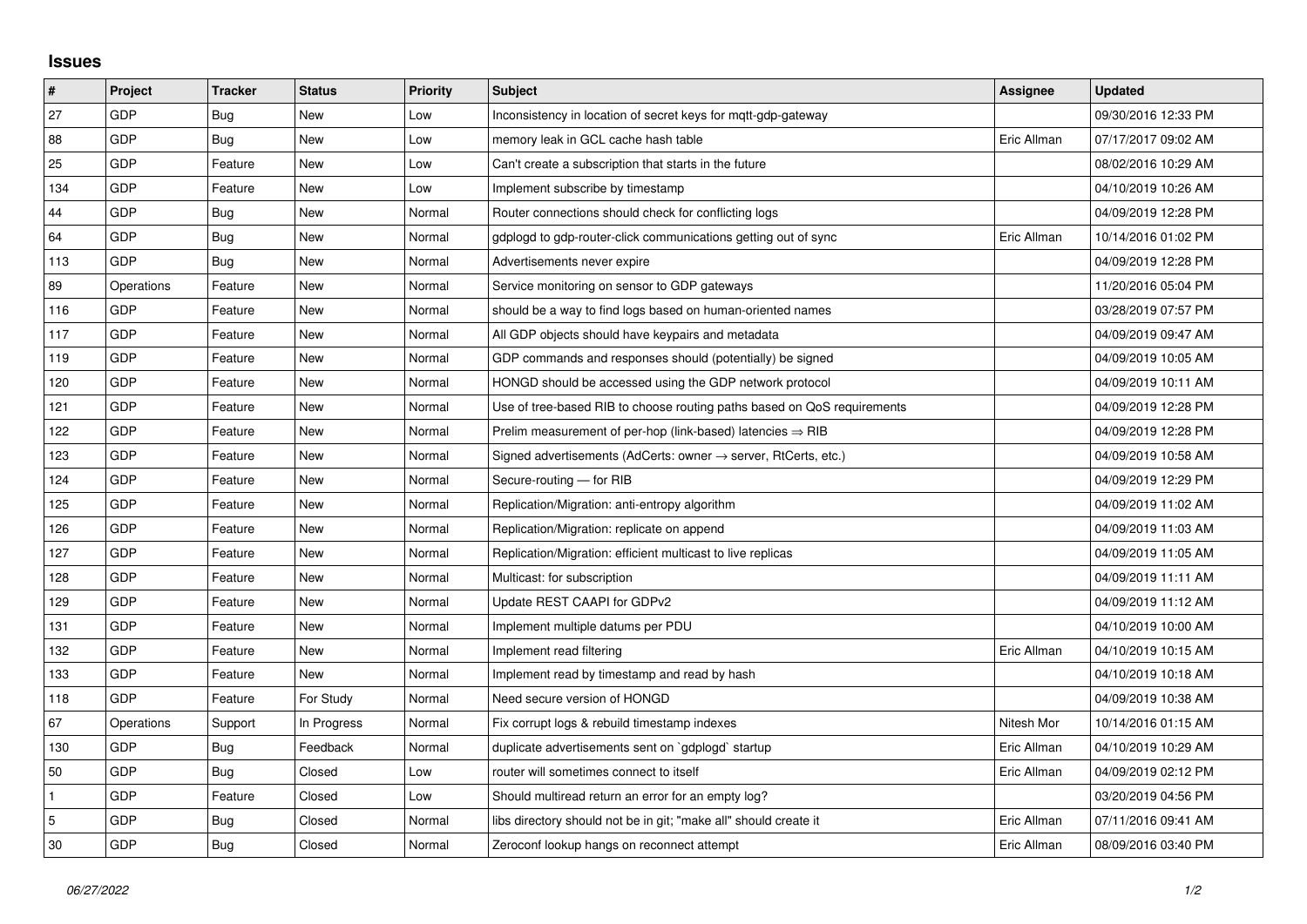## Issues

| # | Project | Tracker | Status | Priority | Subject | Assignee | Updated |
|---|---|---|---|---|---|---|---|
| 27 | GDP | Bug | New | Low | Inconsistency in location of secret keys for mqtt-gdp-gateway | | 09/30/2016 12:33 PM |
| 88 | GDP | Bug | New | Low | memory leak in GCL cache hash table | Eric Allman | 07/17/2017 09:02 AM |
| 25 | GDP | Feature | New | Low | Can't create a subscription that starts in the future | | 08/02/2016 10:29 AM |
| 134 | GDP | Feature | New | Low | Implement subscribe by timestamp | | 04/10/2019 10:26 AM |
| 44 | GDP | Bug | New | Normal | Router connections should check for conflicting logs | | 04/09/2019 12:28 PM |
| 64 | GDP | Bug | New | Normal | gdplogd to gdp-router-click communications getting out of sync | Eric Allman | 10/14/2016 01:02 PM |
| 113 | GDP | Bug | New | Normal | Advertisements never expire | | 04/09/2019 12:28 PM |
| 89 | Operations | Feature | New | Normal | Service monitoring on sensor to GDP gateways | | 11/20/2016 05:04 PM |
| 116 | GDP | Feature | New | Normal | should be a way to find logs based on human-oriented names | | 03/28/2019 07:57 PM |
| 117 | GDP | Feature | New | Normal | All GDP objects should have keypairs and metadata | | 04/09/2019 09:47 AM |
| 119 | GDP | Feature | New | Normal | GDP commands and responses should (potentially) be signed | | 04/09/2019 10:05 AM |
| 120 | GDP | Feature | New | Normal | HONGD should be accessed using the GDP network protocol | | 04/09/2019 10:11 AM |
| 121 | GDP | Feature | New | Normal | Use of tree-based RIB to choose routing paths based on QoS requirements | | 04/09/2019 12:28 PM |
| 122 | GDP | Feature | New | Normal | Prelim measurement of per-hop (link-based) latencies ⇒ RIB | | 04/09/2019 12:28 PM |
| 123 | GDP | Feature | New | Normal | Signed advertisements (AdCerts: owner → server, RtCerts, etc.) | | 04/09/2019 10:58 AM |
| 124 | GDP | Feature | New | Normal | Secure-routing — for RIB | | 04/09/2019 12:29 PM |
| 125 | GDP | Feature | New | Normal | Replication/Migration: anti-entropy algorithm | | 04/09/2019 11:02 AM |
| 126 | GDP | Feature | New | Normal | Replication/Migration: replicate on append | | 04/09/2019 11:03 AM |
| 127 | GDP | Feature | New | Normal | Replication/Migration: efficient multicast to live replicas | | 04/09/2019 11:05 AM |
| 128 | GDP | Feature | New | Normal | Multicast: for subscription | | 04/09/2019 11:11 AM |
| 129 | GDP | Feature | New | Normal | Update REST CAAPI for GDPv2 | | 04/09/2019 11:12 AM |
| 131 | GDP | Feature | New | Normal | Implement multiple datums per PDU | | 04/10/2019 10:00 AM |
| 132 | GDP | Feature | New | Normal | Implement read filtering | Eric Allman | 04/10/2019 10:15 AM |
| 133 | GDP | Feature | New | Normal | Implement read by timestamp and read by hash | | 04/10/2019 10:18 AM |
| 118 | GDP | Feature | For Study | Normal | Need secure version of HONGD | | 04/09/2019 10:38 AM |
| 67 | Operations | Support | In Progress | Normal | Fix corrupt logs & rebuild timestamp indexes | Nitesh Mor | 10/14/2016 01:15 AM |
| 130 | GDP | Bug | Feedback | Normal | duplicate advertisements sent on `gdplogd` startup | Eric Allman | 04/10/2019 10:29 AM |
| 50 | GDP | Bug | Closed | Low | router will sometimes connect to itself | Eric Allman | 04/09/2019 02:12 PM |
| 1 | GDP | Feature | Closed | Low | Should multiread return an error for an empty log? | | 03/20/2019 04:56 PM |
| 5 | GDP | Bug | Closed | Normal | libs directory should not be in git; "make all" should create it | Eric Allman | 07/11/2016 09:41 AM |
| 30 | GDP | Bug | Closed | Normal | Zeroconf lookup hangs on reconnect attempt | Eric Allman | 08/09/2016 03:40 PM |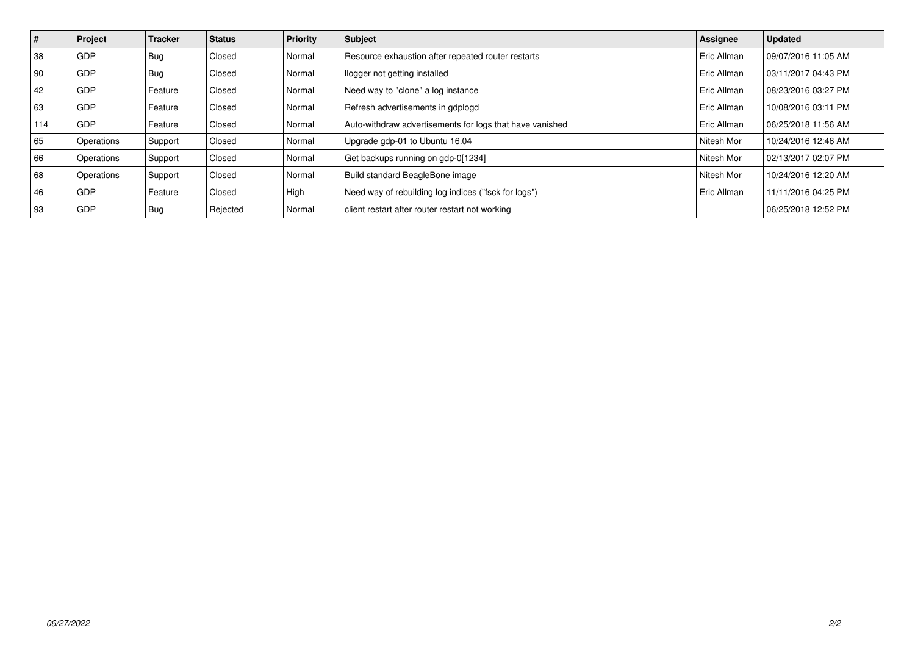| # | Project | Tracker | Status | Priority | Subject | Assignee | Updated |
|---|---|---|---|---|---|---|---|
| 38 | GDP | Bug | Closed | Normal | Resource exhaustion after repeated router restarts | Eric Allman | 09/07/2016 11:05 AM |
| 90 | GDP | Bug | Closed | Normal | llogger not getting installed | Eric Allman | 03/11/2017 04:43 PM |
| 42 | GDP | Feature | Closed | Normal | Need way to "clone" a log instance | Eric Allman | 08/23/2016 03:27 PM |
| 63 | GDP | Feature | Closed | Normal | Refresh advertisements in gdplogd | Eric Allman | 10/08/2016 03:11 PM |
| 114 | GDP | Feature | Closed | Normal | Auto-withdraw advertisements for logs that have vanished | Eric Allman | 06/25/2018 11:56 AM |
| 65 | Operations | Support | Closed | Normal | Upgrade gdp-01 to Ubuntu 16.04 | Nitesh Mor | 10/24/2016 12:46 AM |
| 66 | Operations | Support | Closed | Normal | Get backups running on gdp-0[1234] | Nitesh Mor | 02/13/2017 02:07 PM |
| 68 | Operations | Support | Closed | Normal | Build standard BeagleBone image | Nitesh Mor | 10/24/2016 12:20 AM |
| 46 | GDP | Feature | Closed | High | Need way of rebuilding log indices ("fsck for logs") | Eric Allman | 11/11/2016 04:25 PM |
| 93 | GDP | Bug | Rejected | Normal | client restart after router restart not working | | 06/25/2018 12:52 PM |